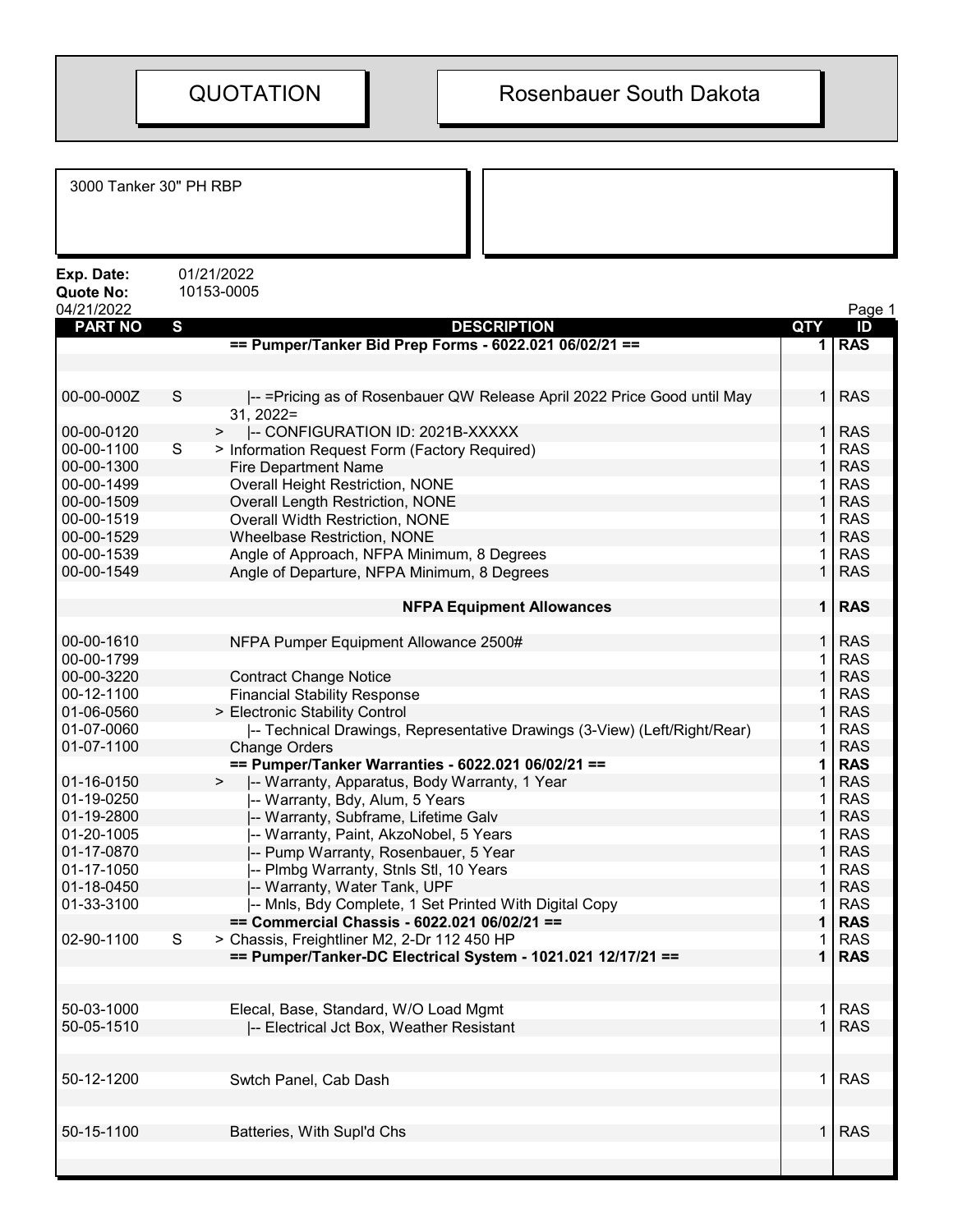# QUOTATION

# Rosenbauer South Dakota

3000 Tanker 30" PH RBP

**Exp. Date:** 01/21/2022
**Quote No:** 10153-0005
04/21/2022

| PART NO | S | DESCRIPTION | QTY | ID |
|---|---|---|---|---|
| | | **== Pumper/Tanker Bid Prep Forms - 6022.021 06/02/21 ==** | **1** | **RAS** |
| | | | | |
| 00-00-000Z | S | \|-- =Pricing as of Rosenbauer QW Release April 2022 Price Good until May 31, 2022= | 1 | RAS |
| 00-00-0120 | | > \|-- CONFIGURATION ID: 2021B-XXXXX | 1 | RAS |
| 00-00-1100 | S | > Information Request Form (Factory Required) | 1 | RAS |
| 00-00-1300 | | Fire Department Name | 1 | RAS |
| 00-00-1499 | | Overall Height Restriction, NONE | 1 | RAS |
| 00-00-1509 | | Overall Length Restriction, NONE | 1 | RAS |
| 00-00-1519 | | Overall Width Restriction, NONE | 1 | RAS |
| 00-00-1529 | | Wheelbase Restriction, NONE | 1 | RAS |
| 00-00-1539 | | Angle of Approach, NFPA Minimum, 8 Degrees | 1 | RAS |
| 00-00-1549 | | Angle of Departure, NFPA Minimum, 8 Degrees | 1 | RAS |
| | | **NFPA Equipment Allowances** | **1** | **RAS** |
| 00-00-1610 | | NFPA Pumper Equipment Allowance 2500# | 1 | RAS |
| 00-00-1799 | | | 1 | RAS |
| 00-00-3220 | | Contract Change Notice | 1 | RAS |
| 00-12-1100 | | Financial Stability Response | 1 | RAS |
| 01-06-0560 | | > Electronic Stability Control | 1 | RAS |
| 01-07-0060 | | \|-- Technical Drawings, Representative Drawings (3-View) (Left/Right/Rear) | 1 | RAS |
| 01-07-1100 | | Change Orders | 1 | RAS |
| | | **== Pumper/Tanker Warranties - 6022.021 06/02/21 ==** | **1** | **RAS** |
| 01-16-0150 | | > \|-- Warranty, Apparatus, Body Warranty, 1 Year | 1 | RAS |
| 01-19-0250 | | \|-- Warranty, Bdy, Alum, 5 Years | 1 | RAS |
| 01-19-2800 | | \|-- Warranty, Subframe, Lifetime Galv | 1 | RAS |
| 01-20-1005 | | \|-- Warranty, Paint, AkzoNobel, 5 Years | 1 | RAS |
| 01-17-0870 | | \|-- Pump Warranty, Rosenbauer, 5 Year | 1 | RAS |
| 01-17-1050 | | \|-- Plmbg Warranty, Stnls Stl, 10 Years | 1 | RAS |
| 01-18-0450 | | \|-- Warranty, Water Tank, UPF | 1 | RAS |
| 01-33-3100 | | \|-- Mnls, Bdy Complete, 1 Set Printed With Digital Copy | 1 | RAS |
| | | **== Commercial Chassis - 6022.021 06/02/21 ==** | **1** | **RAS** |
| 02-90-1100 | S | > Chassis, Freightliner M2, 2-Dr 112 450 HP | 1 | RAS |
| | | **== Pumper/Tanker-DC Electrical System - 1021.021 12/17/21 ==** | **1** | **RAS** |
| 50-03-1000 | | Elecal, Base, Standard, W/O Load Mgmt | 1 | RAS |
| 50-05-1510 | | \|-- Electrical Jct Box, Weather Resistant | 1 | RAS |
| 50-12-1200 | | Swtch Panel, Cab Dash | 1 | RAS |
| 50-15-1100 | | Batteries, With Supl'd Chs | 1 | RAS |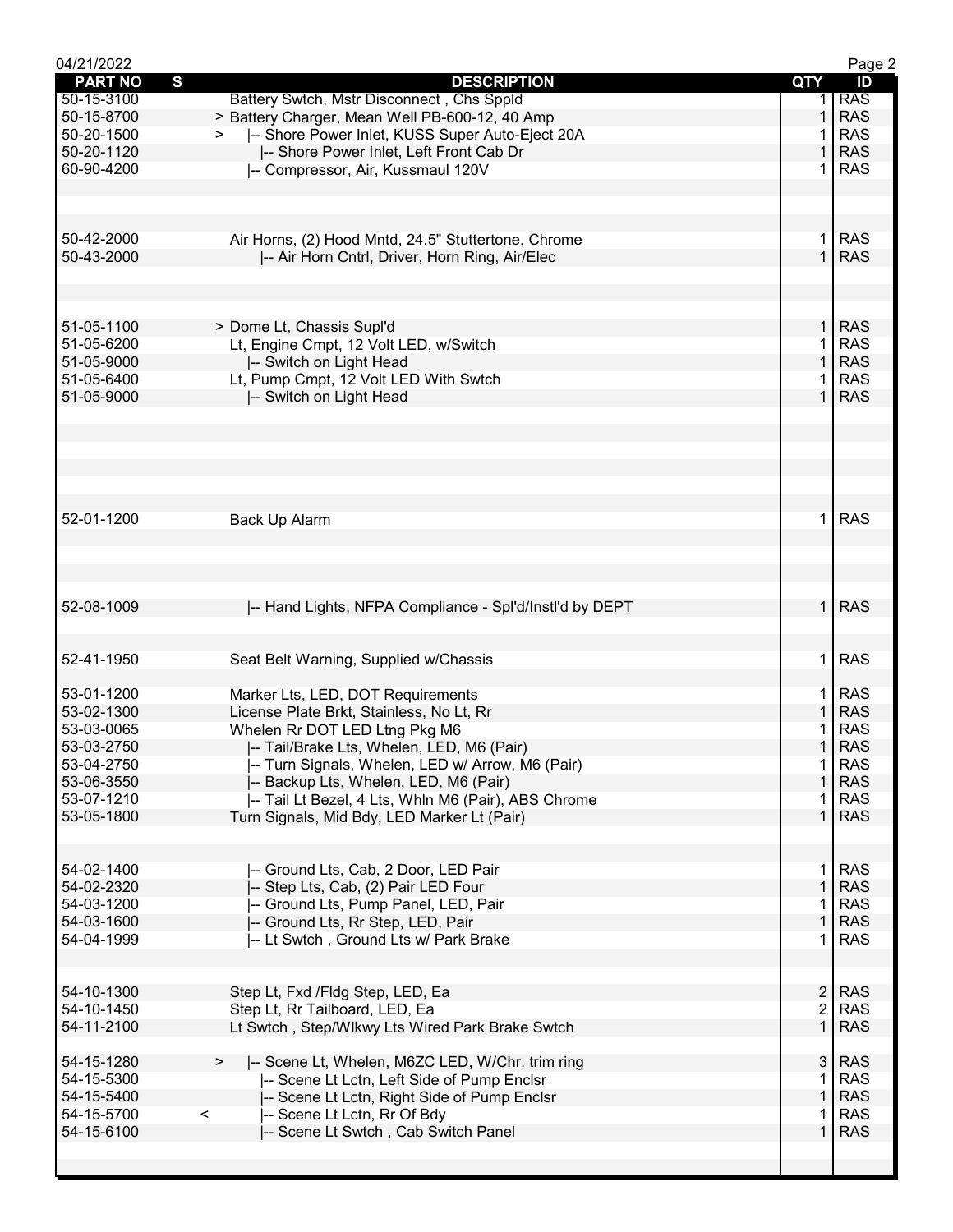| PART NO | S | DESCRIPTION | QTY | ID |
|---|---|---|---|---|
| 50-15-3100 | | Battery Swtch, Mstr Disconnect , Chs Sppld | 1 | RAS |
| 50-15-8700 | > | Battery Charger, Mean Well PB-600-12, 40 Amp | 1 | RAS |
| 50-20-1500 | > | \|-- Shore Power Inlet, KUSS Super Auto-Eject 20A | 1 | RAS |
| 50-20-1120 | | \|-- Shore Power Inlet, Left Front Cab Dr | 1 | RAS |
| 60-90-4200 | | \|-- Compressor, Air, Kussmaul 120V | 1 | RAS |
| 50-42-2000 | | Air Horns, (2) Hood Mntd, 24.5" Stuttertone, Chrome | 1 | RAS |
| 50-43-2000 | | \|-- Air Horn Cntrl, Driver, Horn Ring, Air/Elec | 1 | RAS |
| 51-05-1100 | > | Dome Lt, Chassis Supl'd | 1 | RAS |
| 51-05-6200 | | Lt, Engine Cmpt, 12 Volt LED, w/Switch | 1 | RAS |
| 51-05-9000 | | \|-- Switch on Light Head | 1 | RAS |
| 51-05-6400 | | Lt, Pump Cmpt, 12 Volt LED With Swtch | 1 | RAS |
| 51-05-9000 | | \|-- Switch on Light Head | 1 | RAS |
| 52-01-1200 | | Back Up Alarm | 1 | RAS |
| 52-08-1009 | | \|-- Hand Lights, NFPA Compliance - Spl'd/Instl'd by DEPT | 1 | RAS |
| 52-41-1950 | | Seat Belt Warning, Supplied w/Chassis | 1 | RAS |
| 53-01-1200 | | Marker Lts, LED, DOT Requirements | 1 | RAS |
| 53-02-1300 | | License Plate Brkt, Stainless, No Lt, Rr | 1 | RAS |
| 53-03-0065 | | Whelen Rr DOT LED Ltng Pkg M6 | 1 | RAS |
| 53-03-2750 | | \|-- Tail/Brake Lts, Whelen, LED, M6 (Pair) | 1 | RAS |
| 53-04-2750 | | \|-- Turn Signals, Whelen, LED w/ Arrow, M6 (Pair) | 1 | RAS |
| 53-06-3550 | | \|-- Backup Lts, Whelen, LED, M6 (Pair) | 1 | RAS |
| 53-07-1210 | | \|-- Tail Lt Bezel, 4 Lts, Whln M6 (Pair), ABS Chrome | 1 | RAS |
| 53-05-1800 | | Turn Signals, Mid Bdy, LED Marker Lt (Pair) | 1 | RAS |
| 54-02-1400 | | \|-- Ground Lts, Cab, 2 Door, LED Pair | 1 | RAS |
| 54-02-2320 | | \|-- Step Lts, Cab, (2) Pair LED Four | 1 | RAS |
| 54-03-1200 | | \|-- Ground Lts, Pump Panel, LED, Pair | 1 | RAS |
| 54-03-1600 | | \|-- Ground Lts, Rr Step, LED, Pair | 1 | RAS |
| 54-04-1999 | | \|-- Lt Swtch , Ground Lts w/ Park Brake | 1 | RAS |
| 54-10-1300 | | Step Lt, Fxd /Fldg Step, LED, Ea | 2 | RAS |
| 54-10-1450 | | Step Lt, Rr Tailboard, LED, Ea | 2 | RAS |
| 54-11-2100 | | Lt Swtch , Step/Wlkwy Lts Wired Park Brake Swtch | 1 | RAS |
| 54-15-1280 | > | \|-- Scene Lt, Whelen, M6ZC LED, W/Chr. trim ring | 3 | RAS |
| 54-15-5300 | | \|-- Scene Lt Lctn, Left Side of Pump Enclsr | 1 | RAS |
| 54-15-5400 | | \|-- Scene Lt Lctn, Right Side of Pump Enclsr | 1 | RAS |
| 54-15-5700 | < | \|-- Scene Lt Lctn, Rr Of Bdy | 1 | RAS |
| 54-15-6100 | | \|-- Scene Lt Swtch , Cab Switch Panel | 1 | RAS |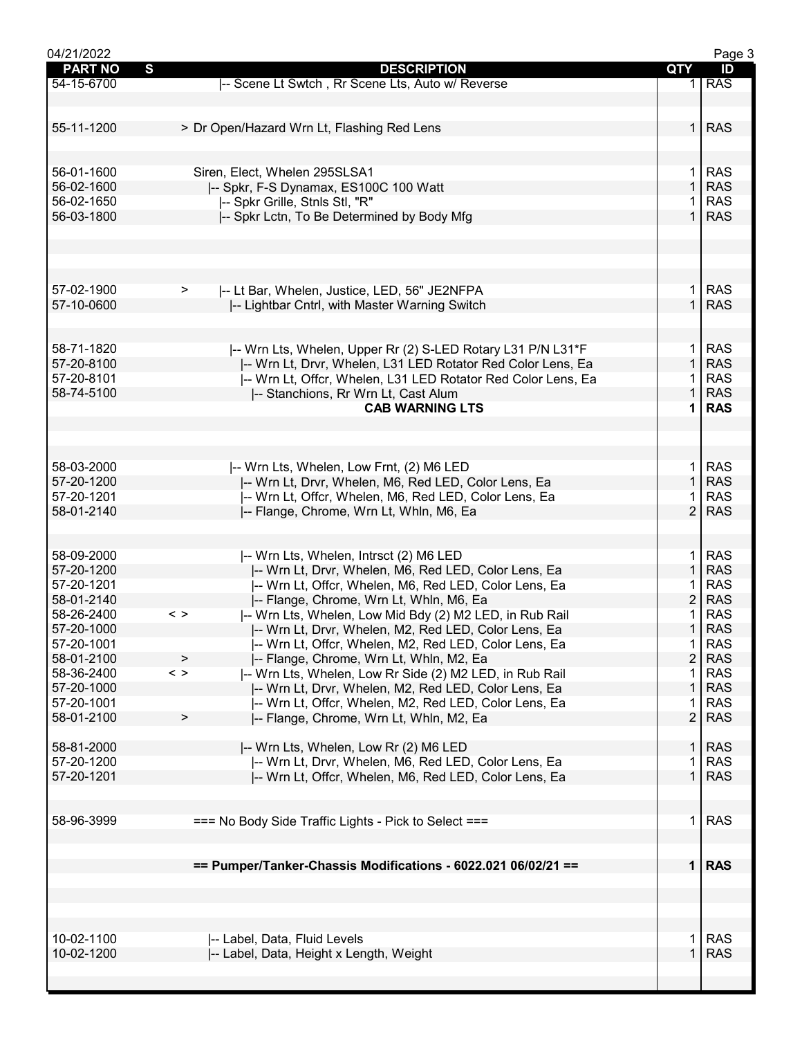| PART NO | S | DESCRIPTION | QTY | ID |
|---|---|---|---|---|
| 54-15-6700 | | \|-- Scene Lt Swtch , Rr Scene Lts, Auto w/ Reverse | 1 | RAS |
| | | | | |
| 55-11-1200 | | > Dr Open/Hazard Wrn Lt, Flashing Red Lens | 1 | RAS |
| | | | | |
| 56-01-1600 | | Siren, Elect, Whelen 295SLSA1 | 1 | RAS |
| 56-02-1600 | | \|-- Spkr, F-S Dynamax, ES100C 100 Watt | 1 | RAS |
| 56-02-1650 | | \|-- Spkr Grille, Stnls Stl, "R" | 1 | RAS |
| 56-03-1800 | | \|-- Spkr Lctn, To Be Determined by Body Mfg | 1 | RAS |
| | | | | |
| 57-02-1900 | > | \|-- Lt Bar, Whelen, Justice, LED, 56" JE2NFPA | 1 | RAS |
| 57-10-0600 | | \|-- Lightbar Cntrl, with Master Warning Switch | 1 | RAS |
| | | | | |
| 58-71-1820 | | \|-- Wrn Lts, Whelen, Upper Rr (2) S-LED Rotary L31 P/N L31*F | 1 | RAS |
| 57-20-8100 | | \|-- Wrn Lt, Drvr, Whelen, L31 LED Rotator Red Color Lens, Ea | 1 | RAS |
| 57-20-8101 | | \|-- Wrn Lt, Offcr, Whelen, L31 LED Rotator Red Color Lens, Ea | 1 | RAS |
| 58-74-5100 | | \|-- Stanchions, Rr Wrn Lt, Cast Alum | 1 | RAS |
| | | **CAB WARNING LTS** | **1** | **RAS** |
| | | | | |
| 58-03-2000 | | \|-- Wrn Lts, Whelen, Low Frnt, (2) M6 LED | 1 | RAS |
| 57-20-1200 | | \|-- Wrn Lt, Drvr, Whelen, M6, Red LED, Color Lens, Ea | 1 | RAS |
| 57-20-1201 | | \|-- Wrn Lt, Offcr, Whelen, M6, Red LED, Color Lens, Ea | 1 | RAS |
| 58-01-2140 | | \|-- Flange, Chrome, Wrn Lt, Whln, M6, Ea | 2 | RAS |
| | | | | |
| 58-09-2000 | | \|-- Wrn Lts, Whelen, Intrsct (2) M6 LED | 1 | RAS |
| 57-20-1200 | | \|-- Wrn Lt, Drvr, Whelen, M6, Red LED, Color Lens, Ea | 1 | RAS |
| 57-20-1201 | | \|-- Wrn Lt, Offcr, Whelen, M6, Red LED, Color Lens, Ea | 1 | RAS |
| 58-01-2140 | | \|-- Flange, Chrome, Wrn Lt, Whln, M6, Ea | 2 | RAS |
| 58-26-2400 | < > | \|-- Wrn Lts, Whelen, Low Mid Bdy (2) M2 LED, in Rub Rail | 1 | RAS |
| 57-20-1000 | | \|-- Wrn Lt, Drvr, Whelen, M2, Red LED, Color Lens, Ea | 1 | RAS |
| 57-20-1001 | | \|-- Wrn Lt, Offcr, Whelen, M2, Red LED, Color Lens, Ea | 1 | RAS |
| 58-01-2100 | > | \|-- Flange, Chrome, Wrn Lt, Whln, M2, Ea | 2 | RAS |
| 58-36-2400 | < > | \|-- Wrn Lts, Whelen, Low Rr Side (2) M2 LED, in Rub Rail | 1 | RAS |
| 57-20-1000 | | \|-- Wrn Lt, Drvr, Whelen, M2, Red LED, Color Lens, Ea | 1 | RAS |
| 57-20-1001 | | \|-- Wrn Lt, Offcr, Whelen, M2, Red LED, Color Lens, Ea | 1 | RAS |
| 58-01-2100 | > | \|-- Flange, Chrome, Wrn Lt, Whln, M2, Ea | 2 | RAS |
| | | | | |
| 58-81-2000 | | \|-- Wrn Lts, Whelen, Low Rr (2) M6 LED | 1 | RAS |
| 57-20-1200 | | \|-- Wrn Lt, Drvr, Whelen, M6, Red LED, Color Lens, Ea | 1 | RAS |
| 57-20-1201 | | \|-- Wrn Lt, Offcr, Whelen, M6, Red LED, Color Lens, Ea | 1 | RAS |
| | | | | |
| 58-96-3999 | | === No Body Side Traffic Lights - Pick to Select === | 1 | RAS |
| | | | | |
| | | **== Pumper/Tanker-Chassis Modifications - 6022.021 06/02/21 ==** | **1** | **RAS** |
| | | | | |
| 10-02-1100 | | \|-- Label, Data, Fluid Levels | 1 | RAS |
| 10-02-1200 | | \|-- Label, Data, Height x Length, Weight | 1 | RAS |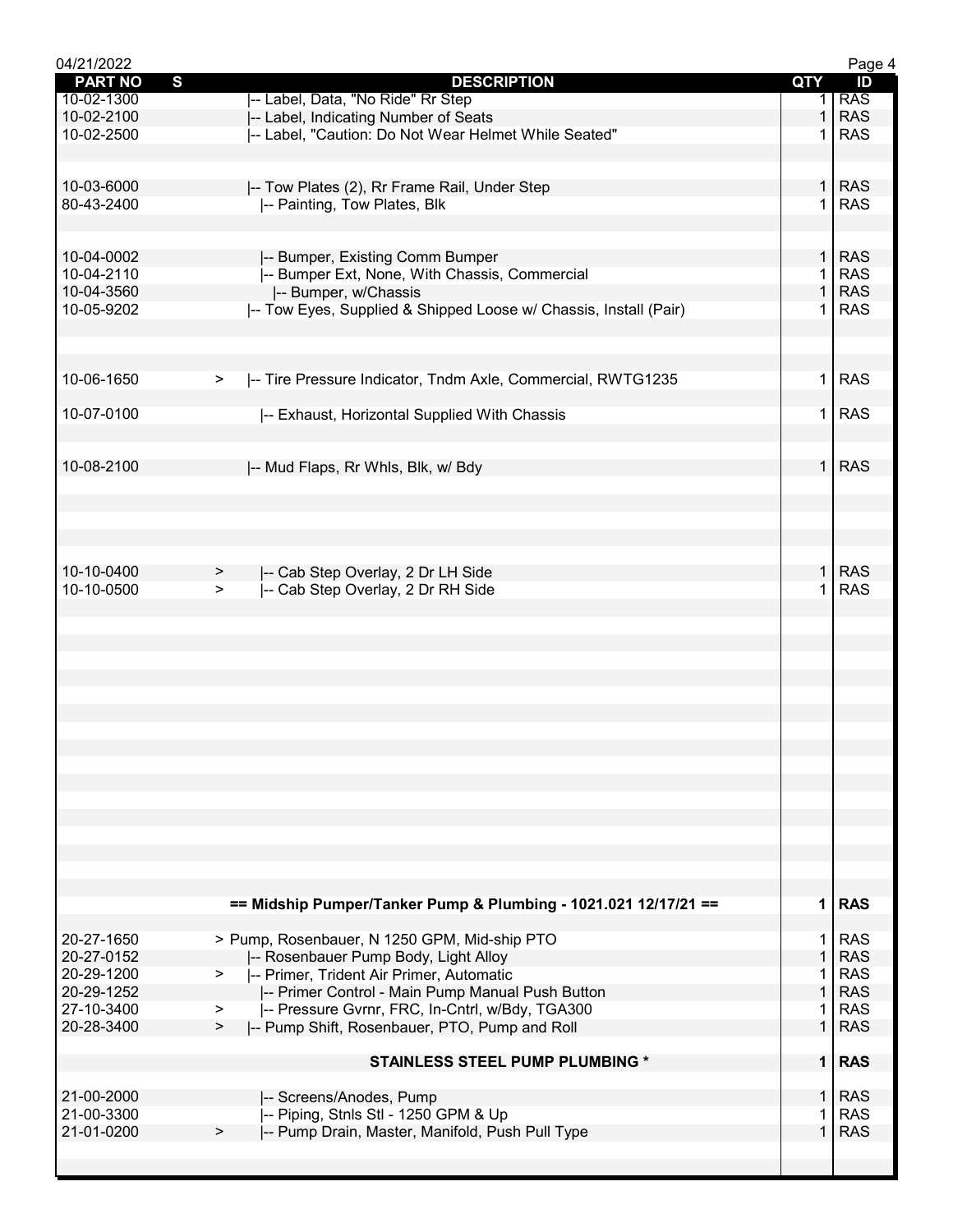| PART NO | S | DESCRIPTION | QTY | ID |
|---|---|---|---|---|
| 10-02-1300 | | \|-- Label, Data, "No Ride" Rr Step | 1 | RAS |
| 10-02-2100 | | \|-- Label, Indicating Number of Seats | 1 | RAS |
| 10-02-2500 | | \|-- Label, "Caution: Do Not Wear Helmet While Seated" | 1 | RAS |
| 10-03-6000 | | \|-- Tow Plates (2), Rr Frame Rail, Under Step | 1 | RAS |
| 80-43-2400 | | \|-- Painting, Tow Plates, Blk | 1 | RAS |
| 10-04-0002 | | \|-- Bumper, Existing Comm Bumper | 1 | RAS |
| 10-04-2110 | | \|-- Bumper Ext, None, With Chassis, Commercial | 1 | RAS |
| 10-04-3560 | | \|-- Bumper, w/Chassis | 1 | RAS |
| 10-05-9202 | | \|-- Tow Eyes, Supplied & Shipped Loose w/ Chassis, Install (Pair) | 1 | RAS |
| 10-06-1650 | > | \|-- Tire Pressure Indicator, Tndm Axle, Commercial, RWTG1235 | 1 | RAS |
| 10-07-0100 | | \|-- Exhaust, Horizontal Supplied With Chassis | 1 | RAS |
| 10-08-2100 | | \|-- Mud Flaps, Rr Whls, Blk, w/ Bdy | 1 | RAS |
| 10-10-0400 | > | \|-- Cab Step Overlay, 2 Dr LH Side | 1 | RAS |
| 10-10-0500 | > | \|-- Cab Step Overlay, 2 Dr RH Side | 1 | RAS |
| | | **== Midship Pumper/Tanker Pump & Plumbing - 1021.021 12/17/21 ==** | **1** | **RAS** |
| 20-27-1650 | | > Pump, Rosenbauer, N 1250 GPM, Mid-ship PTO | 1 | RAS |
| 20-27-0152 | | \|-- Rosenbauer Pump Body, Light Alloy | 1 | RAS |
| 20-29-1200 | > | \|-- Primer, Trident Air Primer, Automatic | 1 | RAS |
| 20-29-1252 | | \|-- Primer Control - Main Pump Manual Push Button | 1 | RAS |
| 27-10-3400 | > | \|-- Pressure Gvrnr, FRC, In-Cntrl, w/Bdy, TGA300 | 1 | RAS |
| 20-28-3400 | > | \|-- Pump Shift, Rosenbauer, PTO, Pump and Roll | 1 | RAS |
| | | **STAINLESS STEEL PUMP PLUMBING *** | **1** | **RAS** |
| 21-00-2000 | | \|-- Screens/Anodes, Pump | 1 | RAS |
| 21-00-3300 | | \|-- Piping, Stnls Stl - 1250 GPM & Up | 1 | RAS |
| 21-01-0200 | > | \|-- Pump Drain, Master, Manifold, Push Pull Type | 1 | RAS |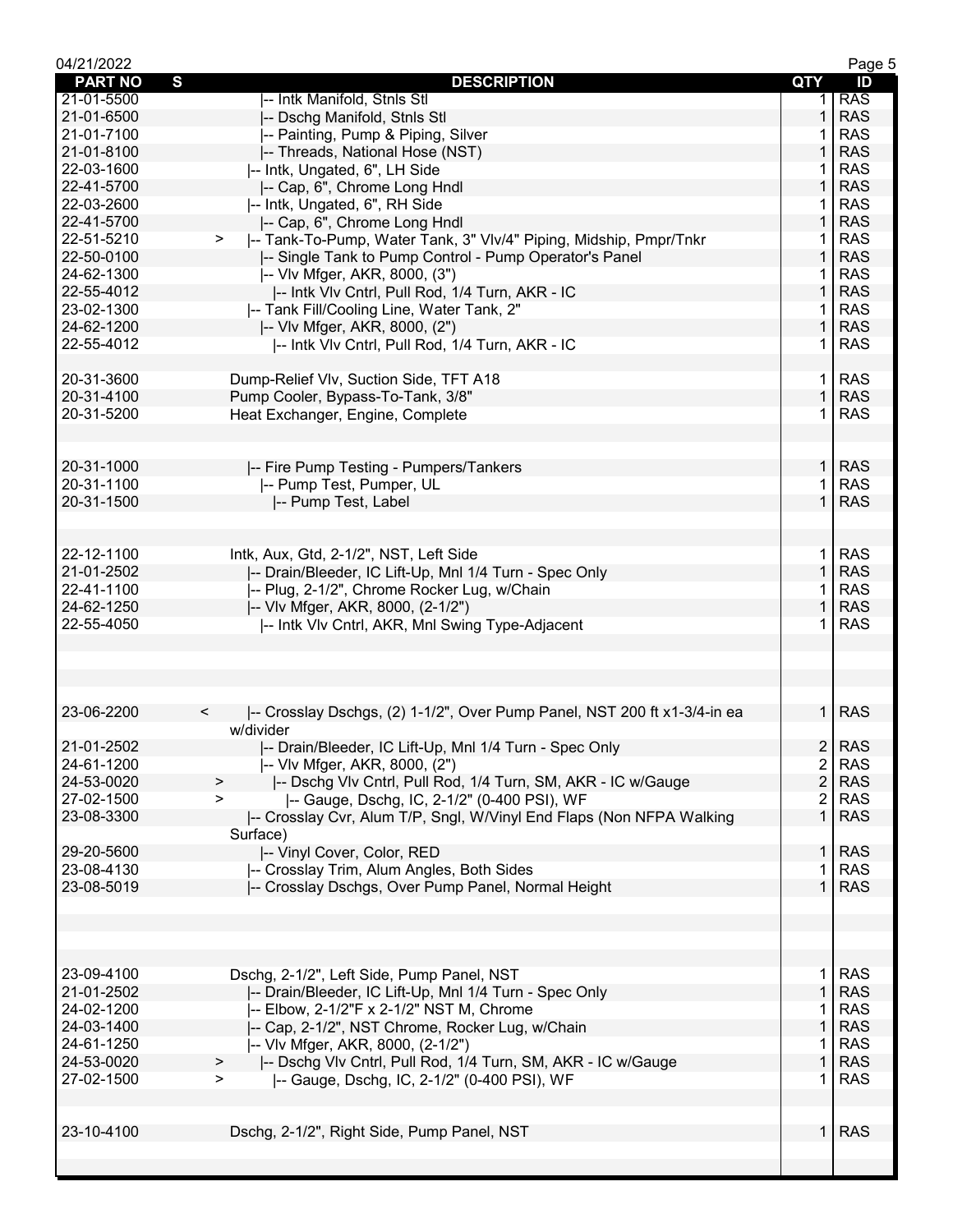| PART NO | S | DESCRIPTION | QTY | ID |
|---|---|---|---|---|
| 21-01-5500 | | \|-- Intk Manifold, Stnls Stl | 1 | RAS |
| 21-01-6500 | | \|-- Dschg Manifold, Stnls Stl | 1 | RAS |
| 21-01-7100 | | \|-- Painting, Pump & Piping, Silver | 1 | RAS |
| 21-01-8100 | | \|-- Threads, National Hose (NST) | 1 | RAS |
| 22-03-1600 | | \|-- Intk, Ungated, 6", LH Side | 1 | RAS |
| 22-41-5700 | | \|-- Cap, 6", Chrome Long Hndl | 1 | RAS |
| 22-03-2600 | | \|-- Intk, Ungated, 6", RH Side | 1 | RAS |
| 22-41-5700 | | \|-- Cap, 6", Chrome Long Hndl | 1 | RAS |
| 22-51-5210 | > | \|-- Tank-To-Pump, Water Tank, 3" Vlv/4" Piping, Midship, Pmpr/Tnkr | 1 | RAS |
| 22-50-0100 | | \|-- Single Tank to Pump Control - Pump Operator's Panel | 1 | RAS |
| 24-62-1300 | | \|-- Vlv Mfger, AKR, 8000, (3") | 1 | RAS |
| 22-55-4012 | | \|-- Intk Vlv Cntrl, Pull Rod, 1/4 Turn, AKR - IC | 1 | RAS |
| 23-02-1300 | | \|-- Tank Fill/Cooling Line, Water Tank, 2" | 1 | RAS |
| 24-62-1200 | | \|-- Vlv Mfger, AKR, 8000, (2") | 1 | RAS |
| 22-55-4012 | | \|-- Intk Vlv Cntrl, Pull Rod, 1/4 Turn, AKR - IC | 1 | RAS |
| | | | | |
| 20-31-3600 | | Dump-Relief Vlv, Suction Side, TFT A18 | 1 | RAS |
| 20-31-4100 | | Pump Cooler, Bypass-To-Tank, 3/8" | 1 | RAS |
| 20-31-5200 | | Heat Exchanger, Engine, Complete | 1 | RAS |
| | | | | |
| | | | | |
| 20-31-1000 | | \|-- Fire Pump Testing - Pumpers/Tankers | 1 | RAS |
| 20-31-1100 | | \|-- Pump Test, Pumper, UL | 1 | RAS |
| 20-31-1500 | | \|-- Pump Test, Label | 1 | RAS |
| | | | | |
| | | | | |
| 22-12-1100 | | Intk, Aux, Gtd, 2-1/2", NST, Left Side | 1 | RAS |
| 21-01-2502 | | \|-- Drain/Bleeder, IC Lift-Up, Mnl 1/4 Turn - Spec Only | 1 | RAS |
| 22-41-1100 | | \|-- Plug, 2-1/2", Chrome Rocker Lug, w/Chain | 1 | RAS |
| 24-62-1250 | | \|-- Vlv Mfger, AKR, 8000, (2-1/2") | 1 | RAS |
| 22-55-4050 | | \|-- Intk Vlv Cntrl, AKR, Mnl Swing Type-Adjacent | 1 | RAS |
| | | | | |
| | | | | |
| | | | | |
| | | | | |
| 23-06-2200 | < | \|-- Crosslay Dschgs, (2) 1-1/2", Over Pump Panel, NST 200 ft x1-3/4-in ea w/divider | 1 | RAS |
| 21-01-2502 | | \|-- Drain/Bleeder, IC Lift-Up, Mnl 1/4 Turn - Spec Only | 2 | RAS |
| 24-61-1200 | | \|-- Vlv Mfger, AKR, 8000, (2") | 2 | RAS |
| 24-53-0020 | > | \|-- Dschg Vlv Cntrl, Pull Rod, 1/4 Turn, SM, AKR - IC w/Gauge | 2 | RAS |
| 27-02-1500 | > | \|-- Gauge, Dschg, IC, 2-1/2" (0-400 PSI), WF | 2 | RAS |
| 23-08-3300 | | \|-- Crosslay Cvr, Alum T/P, Sngl, W/Vinyl End Flaps (Non NFPA Walking Surface) | 1 | RAS |
| 29-20-5600 | | \|-- Vinyl Cover, Color, RED | 1 | RAS |
| 23-08-4130 | | \|-- Crosslay Trim, Alum Angles, Both Sides | 1 | RAS |
| 23-08-5019 | | \|-- Crosslay Dschgs, Over Pump Panel, Normal Height | 1 | RAS |
| | | | | |
| | | | | |
| | | | | |
| 23-09-4100 | | Dschg, 2-1/2", Left Side, Pump Panel, NST | 1 | RAS |
| 21-01-2502 | | \|-- Drain/Bleeder, IC Lift-Up, Mnl 1/4 Turn - Spec Only | 1 | RAS |
| 24-02-1200 | | \|-- Elbow, 2-1/2"F x 2-1/2" NST M, Chrome | 1 | RAS |
| 24-03-1400 | | \|-- Cap, 2-1/2", NST Chrome, Rocker Lug, w/Chain | 1 | RAS |
| 24-61-1250 | | \|-- Vlv Mfger, AKR, 8000, (2-1/2") | 1 | RAS |
| 24-53-0020 | > | \|-- Dschg Vlv Cntrl, Pull Rod, 1/4 Turn, SM, AKR - IC w/Gauge | 1 | RAS |
| 27-02-1500 | > | \|-- Gauge, Dschg, IC, 2-1/2" (0-400 PSI), WF | 1 | RAS |
| | | | | |
| | | | | |
| 23-10-4100 | | Dschg, 2-1/2", Right Side, Pump Panel, NST | 1 | RAS |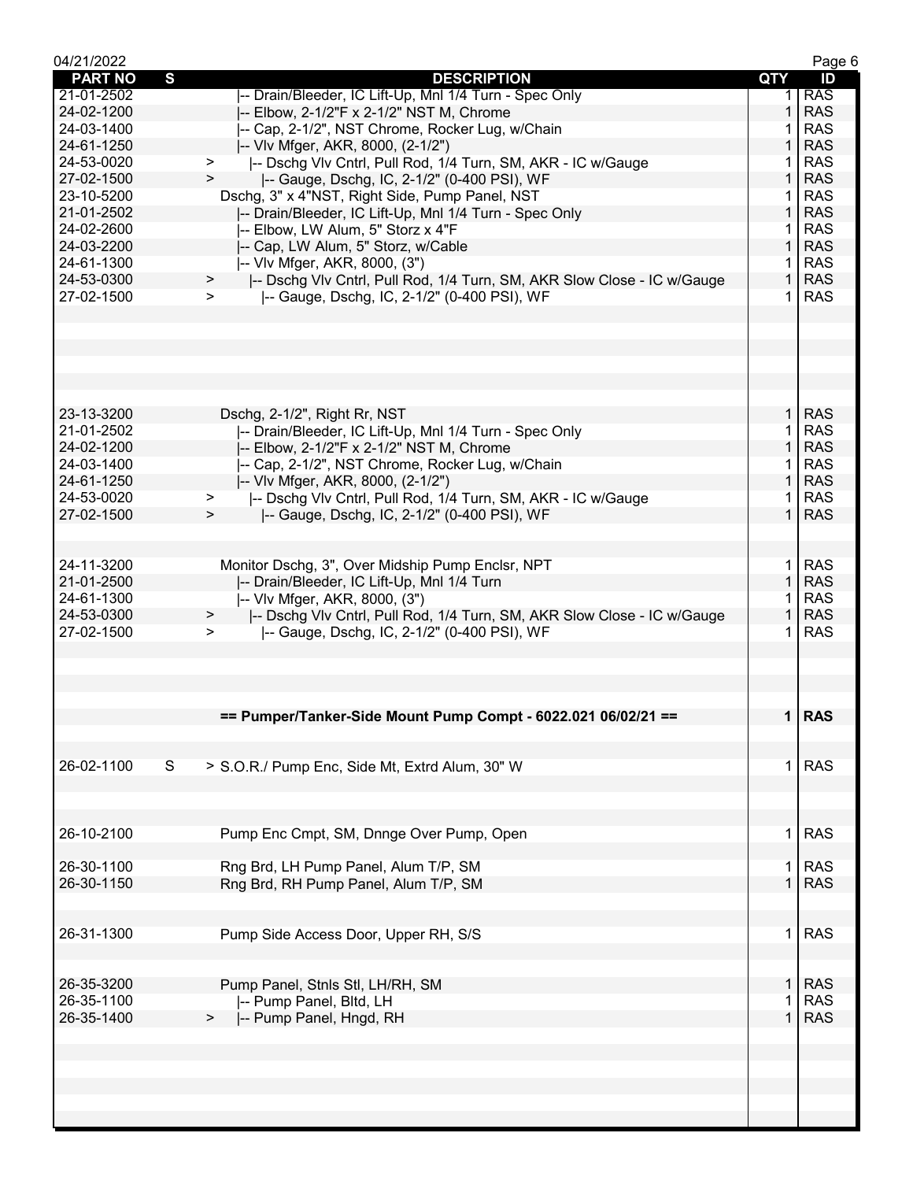04/21/2022

| PART NO | S | DESCRIPTION | QTY | ID |
|---|---|---|---|---|
| 21-01-2502 | | \|-- Drain/Bleeder, IC Lift-Up, Mnl 1/4 Turn - Spec Only | 1 | RAS |
| 24-02-1200 | | \|-- Elbow, 2-1/2"F x 2-1/2" NST M, Chrome | 1 | RAS |
| 24-03-1400 | | \|-- Cap, 2-1/2", NST Chrome, Rocker Lug, w/Chain | 1 | RAS |
| 24-61-1250 | | \|-- Vlv Mfger, AKR, 8000, (2-1/2") | 1 | RAS |
| 24-53-0020 | | > \|-- Dschg Vlv Cntrl, Pull Rod, 1/4 Turn, SM, AKR - IC w/Gauge | 1 | RAS |
| 27-02-1500 | | > \|-- Gauge, Dschg, IC, 2-1/2" (0-400 PSI), WF | 1 | RAS |
| 23-10-5200 | | Dschg, 3" x 4"NST, Right Side, Pump Panel, NST | 1 | RAS |
| 21-01-2502 | | \|-- Drain/Bleeder, IC Lift-Up, Mnl 1/4 Turn - Spec Only | 1 | RAS |
| 24-02-2600 | | \|-- Elbow, LW Alum, 5" Storz x 4"F | 1 | RAS |
| 24-03-2200 | | \|-- Cap, LW Alum, 5" Storz, w/Cable | 1 | RAS |
| 24-61-1300 | | \|-- Vlv Mfger, AKR, 8000, (3") | 1 | RAS |
| 24-53-0300 | | > \|-- Dschg Vlv Cntrl, Pull Rod, 1/4 Turn, SM, AKR Slow Close - IC w/Gauge | 1 | RAS |
| 27-02-1500 | | > \|-- Gauge, Dschg, IC, 2-1/2" (0-400 PSI), WF | 1 | RAS |
| 23-13-3200 | | Dschg, 2-1/2", Right Rr, NST | 1 | RAS |
| 21-01-2502 | | \|-- Drain/Bleeder, IC Lift-Up, Mnl 1/4 Turn - Spec Only | 1 | RAS |
| 24-02-1200 | | \|-- Elbow, 2-1/2"F x 2-1/2" NST M, Chrome | 1 | RAS |
| 24-03-1400 | | \|-- Cap, 2-1/2", NST Chrome, Rocker Lug, w/Chain | 1 | RAS |
| 24-61-1250 | | \|-- Vlv Mfger, AKR, 8000, (2-1/2") | 1 | RAS |
| 24-53-0020 | | > \|-- Dschg Vlv Cntrl, Pull Rod, 1/4 Turn, SM, AKR - IC w/Gauge | 1 | RAS |
| 27-02-1500 | | > \|-- Gauge, Dschg, IC, 2-1/2" (0-400 PSI), WF | 1 | RAS |
| 24-11-3200 | | Monitor Dschg, 3", Over Midship Pump Enclsr, NPT | 1 | RAS |
| 21-01-2500 | | \|-- Drain/Bleeder, IC Lift-Up, Mnl 1/4 Turn | 1 | RAS |
| 24-61-1300 | | \|-- Vlv Mfger, AKR, 8000, (3") | 1 | RAS |
| 24-53-0300 | | > \|-- Dschg Vlv Cntrl, Pull Rod, 1/4 Turn, SM, AKR Slow Close - IC w/Gauge | 1 | RAS |
| 27-02-1500 | | > \|-- Gauge, Dschg, IC, 2-1/2" (0-400 PSI), WF | 1 | RAS |
| | | **== Pumper/Tanker-Side Mount Pump Compt - 6022.021 06/02/21 ==** | **1** | **RAS** |
| 26-02-1100 | S | > S.O.R./ Pump Enc, Side Mt, Extrd Alum, 30" W | 1 | RAS |
| 26-10-2100 | | Pump Enc Cmpt, SM, Dnnge Over Pump, Open | 1 | RAS |
| 26-30-1100 | | Rng Brd, LH Pump Panel, Alum T/P, SM | 1 | RAS |
| 26-30-1150 | | Rng Brd, RH Pump Panel, Alum T/P, SM | 1 | RAS |
| 26-31-1300 | | Pump Side Access Door, Upper RH, S/S | 1 | RAS |
| 26-35-3200 | | Pump Panel, Stnls Stl, LH/RH, SM | 1 | RAS |
| 26-35-1100 | | \|-- Pump Panel, Bltd, LH | 1 | RAS |
| 26-35-1400 | | > \|-- Pump Panel, Hngd, RH | 1 | RAS |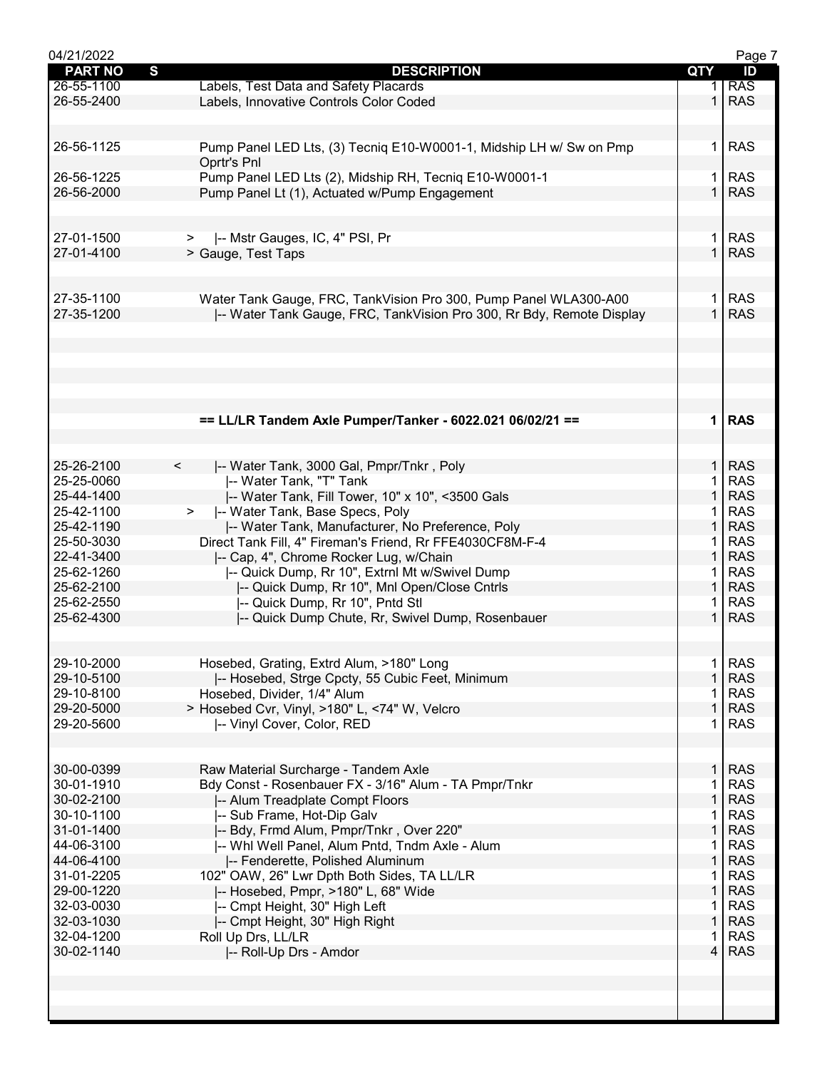| PART NO | S | DESCRIPTION | QTY | ID |
|---|---|---|---|---|
| 26-55-1100 | | Labels, Test Data and Safety Placards | 1 | RAS |
| 26-55-2400 | | Labels, Innovative Controls Color Coded | 1 | RAS |
| | | | | |
| 26-56-1125 | | Pump Panel LED Lts, (3) Tecniq E10-W0001-1, Midship LH w/ Sw on Pmp Oprtr's Pnl | 1 | RAS |
| 26-56-1225 | | Pump Panel LED Lts (2), Midship RH, Tecniq E10-W0001-1 | 1 | RAS |
| 26-56-2000 | | Pump Panel Lt (1), Actuated w/Pump Engagement | 1 | RAS |
| | | | | |
| 27-01-1500 | > | \|-- Mstr Gauges, IC, 4" PSI, Pr | 1 | RAS |
| 27-01-4100 | > | Gauge, Test Taps | 1 | RAS |
| | | | | |
| 27-35-1100 | | Water Tank Gauge, FRC, TankVision Pro 300, Pump Panel WLA300-A00 | 1 | RAS |
| 27-35-1200 | | \|-- Water Tank Gauge, FRC, TankVision Pro 300, Rr Bdy, Remote Display | 1 | RAS |
| | | | | |
| | | **== LL/LR Tandem Axle Pumper/Tanker - 6022.021 06/02/21 ==** | **1** | **RAS** |
| | | | | |
| 25-26-2100 | < | \|-- Water Tank, 3000 Gal, Pmpr/Tnkr , Poly | 1 | RAS |
| 25-25-0060 | | \|-- Water Tank, "T" Tank | 1 | RAS |
| 25-44-1400 | | \|-- Water Tank, Fill Tower, 10" x 10", <3500 Gals | 1 | RAS |
| 25-42-1100 | > | \|-- Water Tank, Base Specs, Poly | 1 | RAS |
| 25-42-1190 | | \|-- Water Tank, Manufacturer, No Preference, Poly | 1 | RAS |
| 25-50-3030 | | Direct Tank Fill, 4" Fireman's Friend, Rr FFE4030CF8M-F-4 | 1 | RAS |
| 22-41-3400 | | \|-- Cap, 4", Chrome Rocker Lug, w/Chain | 1 | RAS |
| 25-62-1260 | | \|-- Quick Dump, Rr 10", Extrnl Mt w/Swivel Dump | 1 | RAS |
| 25-62-2100 | | \|-- Quick Dump, Rr 10", Mnl Open/Close Cntrls | 1 | RAS |
| 25-62-2550 | | \|-- Quick Dump, Rr 10", Pntd Stl | 1 | RAS |
| 25-62-4300 | | \|-- Quick Dump Chute, Rr, Swivel Dump, Rosenbauer | 1 | RAS |
| | | | | |
| 29-10-2000 | | Hosebed, Grating, Extrd Alum, >180" Long | 1 | RAS |
| 29-10-5100 | | \|-- Hosebed, Strge Cpcty, 55 Cubic Feet, Minimum | 1 | RAS |
| 29-10-8100 | | Hosebed, Divider, 1/4" Alum | 1 | RAS |
| 29-20-5000 | > | Hosebed Cvr, Vinyl, >180" L, <74" W, Velcro | 1 | RAS |
| 29-20-5600 | | \|-- Vinyl Cover, Color, RED | 1 | RAS |
| | | | | |
| 30-00-0399 | | Raw Material Surcharge - Tandem Axle | 1 | RAS |
| 30-01-1910 | | Bdy Const - Rosenbauer FX - 3/16" Alum - TA Pmpr/Tnkr | 1 | RAS |
| 30-02-2100 | | \|-- Alum Treadplate Compt Floors | 1 | RAS |
| 30-10-1100 | | \|-- Sub Frame, Hot-Dip Galv | 1 | RAS |
| 31-01-1400 | | \|-- Bdy, Frmd Alum, Pmpr/Tnkr , Over 220" | 1 | RAS |
| 44-06-3100 | | \|-- Whl Well Panel, Alum Pntd, Tndm Axle - Alum | 1 | RAS |
| 44-06-4100 | | \|-- Fenderette, Polished Aluminum | 1 | RAS |
| 31-01-2205 | | 102" OAW, 26" Lwr Dpth Both Sides, TA LL/LR | 1 | RAS |
| 29-00-1220 | | \|-- Hosebed, Pmpr, >180" L, 68" Wide | 1 | RAS |
| 32-03-0030 | | \|-- Cmpt Height, 30" High Left | 1 | RAS |
| 32-03-1030 | | \|-- Cmpt Height, 30" High Right | 1 | RAS |
| 32-04-1200 | | Roll Up Drs, LL/LR | 1 | RAS |
| 30-02-1140 | | \|-- Roll-Up Drs - Amdor | 4 | RAS |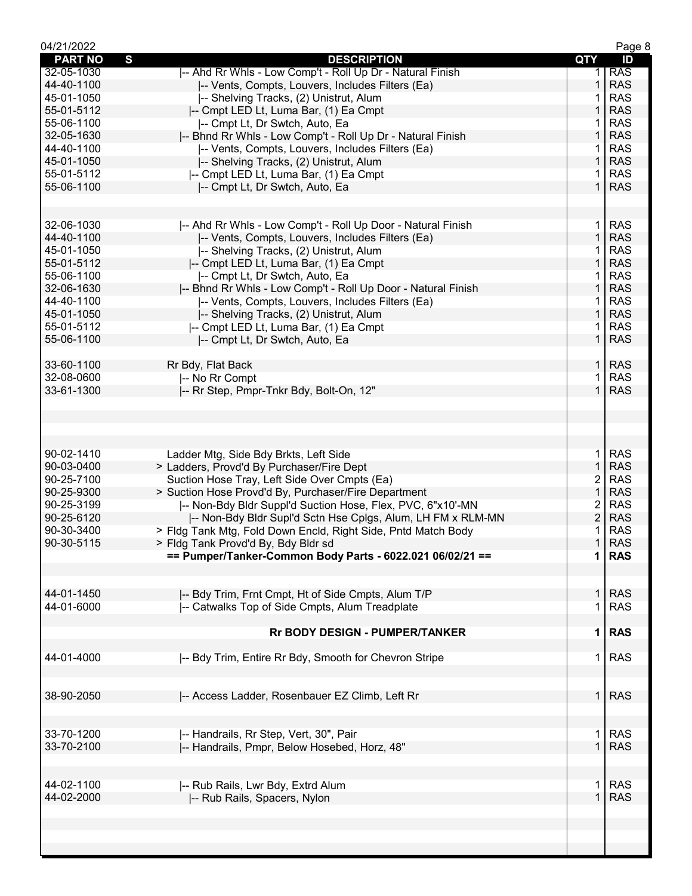| PART NO | S | DESCRIPTION | QTY | ID |
|---|---|---|---|---|
| 32-05-1030 | | \|-- Ahd Rr Whls - Low Comp't - Roll Up Dr - Natural Finish | 1 | RAS |
| 44-40-1100 | | \|-- Vents, Compts, Louvers, Includes Filters (Ea) | 1 | RAS |
| 45-01-1050 | | \|-- Shelving Tracks, (2) Unistrut, Alum | 1 | RAS |
| 55-01-5112 | | \|-- Cmpt LED Lt, Luma Bar, (1) Ea Cmpt | 1 | RAS |
| 55-06-1100 | | \|-- Cmpt Lt, Dr Swtch, Auto, Ea | 1 | RAS |
| 32-05-1630 | | \|-- Bhnd Rr Whls - Low Comp't - Roll Up Dr - Natural Finish | 1 | RAS |
| 44-40-1100 | | \|-- Vents, Compts, Louvers, Includes Filters (Ea) | 1 | RAS |
| 45-01-1050 | | \|-- Shelving Tracks, (2) Unistrut, Alum | 1 | RAS |
| 55-01-5112 | | \|-- Cmpt LED Lt, Luma Bar, (1) Ea Cmpt | 1 | RAS |
| 55-06-1100 | | \|-- Cmpt Lt, Dr Swtch, Auto, Ea | 1 | RAS |
| | | | | |
| 32-06-1030 | | \|-- Ahd Rr Whls - Low Comp't - Roll Up Door - Natural Finish | 1 | RAS |
| 44-40-1100 | | \|-- Vents, Compts, Louvers, Includes Filters (Ea) | 1 | RAS |
| 45-01-1050 | | \|-- Shelving Tracks, (2) Unistrut, Alum | 1 | RAS |
| 55-01-5112 | | \|-- Cmpt LED Lt, Luma Bar, (1) Ea Cmpt | 1 | RAS |
| 55-06-1100 | | \|-- Cmpt Lt, Dr Swtch, Auto, Ea | 1 | RAS |
| 32-06-1630 | | \|-- Bhnd Rr Whls - Low Comp't - Roll Up Door - Natural Finish | 1 | RAS |
| 44-40-1100 | | \|-- Vents, Compts, Louvers, Includes Filters (Ea) | 1 | RAS |
| 45-01-1050 | | \|-- Shelving Tracks, (2) Unistrut, Alum | 1 | RAS |
| 55-01-5112 | | \|-- Cmpt LED Lt, Luma Bar, (1) Ea Cmpt | 1 | RAS |
| 55-06-1100 | | \|-- Cmpt Lt, Dr Swtch, Auto, Ea | 1 | RAS |
| | | | | |
| 33-60-1100 | | Rr Bdy, Flat Back | 1 | RAS |
| 32-08-0600 | | \|-- No Rr Compt | 1 | RAS |
| 33-61-1300 | | \|-- Rr Step, Pmpr-Tnkr Bdy, Bolt-On, 12" | 1 | RAS |
| | | | | |
| 90-02-1410 | | Ladder Mtg, Side Bdy Brkts, Left Side | 1 | RAS |
| 90-03-0400 | | > Ladders, Provd'd By Purchaser/Fire Dept | 1 | RAS |
| 90-25-7100 | | Suction Hose Tray, Left Side Over Cmpts (Ea) | 2 | RAS |
| 90-25-9300 | | > Suction Hose Provd'd By, Purchaser/Fire Department | 1 | RAS |
| 90-25-3199 | | \|-- Non-Bdy Bldr Suppl'd Suction Hose, Flex, PVC, 6"x10'-MN | 2 | RAS |
| 90-25-6120 | | \|-- Non-Bdy Bldr Supl'd Sctn Hse Cplgs, Alum, LH FM x RLM-MN | 2 | RAS |
| 90-30-3400 | | > Fldg Tank Mtg, Fold Down Encld, Right Side, Pntd Match Body | 1 | RAS |
| 90-30-5115 | | > Fldg Tank Provd'd By, Bdy Bldr sd | 1 | RAS |
| | | **== Pumper/Tanker-Common Body Parts - 6022.021 06/02/21 ==** | **1** | **RAS** |
| | | | | |
| 44-01-1450 | | \|-- Bdy Trim, Frnt Cmpt, Ht of Side Cmpts, Alum T/P | 1 | RAS |
| 44-01-6000 | | \|-- Catwalks Top of Side Cmpts, Alum Treadplate | 1 | RAS |
| | | | | |
| | | **Rr BODY DESIGN - PUMPER/TANKER** | **1** | **RAS** |
| | | | | |
| 44-01-4000 | | \|-- Bdy Trim, Entire Rr Bdy, Smooth for Chevron Stripe | 1 | RAS |
| | | | | |
| 38-90-2050 | | \|-- Access Ladder, Rosenbauer EZ Climb, Left Rr | 1 | RAS |
| | | | | |
| 33-70-1200 | | \|-- Handrails, Rr Step, Vert, 30", Pair | 1 | RAS |
| 33-70-2100 | | \|-- Handrails, Pmpr, Below Hosebed, Horz, 48" | 1 | RAS |
| | | | | |
| 44-02-1100 | | \|-- Rub Rails, Lwr Bdy, Extrd Alum | 1 | RAS |
| 44-02-2000 | | \|-- Rub Rails, Spacers, Nylon | 1 | RAS |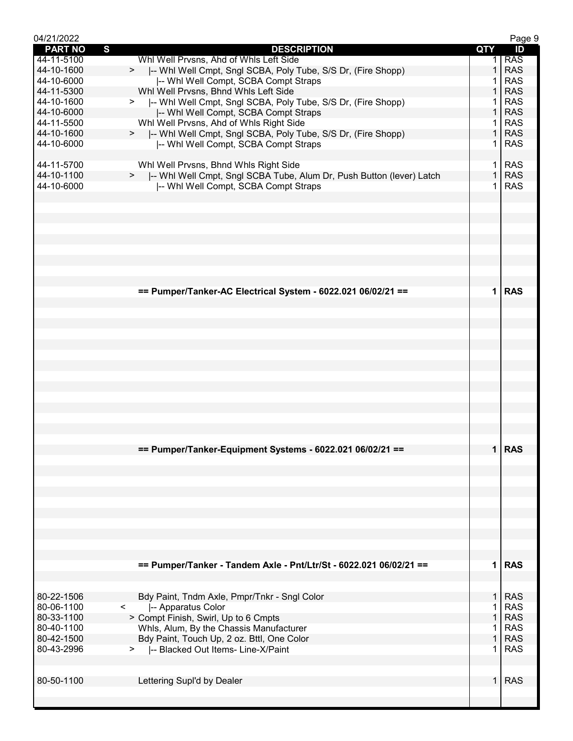| PART NO | S | DESCRIPTION | QTY | ID |
|---|---|---|---|---|
| 44-11-5100 | | Whl Well Prvsns, Ahd of Whls Left Side | 1 | RAS |
| 44-10-1600 | > | \|-- Whl Well Cmpt, Sngl SCBA, Poly Tube, S/S Dr, (Fire Shopp) | 1 | RAS |
| 44-10-6000 | | \|-- Whl Well Compt, SCBA Compt Straps | 1 | RAS |
| 44-11-5300 | | Whl Well Prvsns, Bhnd Whls Left Side | 1 | RAS |
| 44-10-1600 | > | \|-- Whl Well Cmpt, Sngl SCBA, Poly Tube, S/S Dr, (Fire Shopp) | 1 | RAS |
| 44-10-6000 | | \|-- Whl Well Compt, SCBA Compt Straps | 1 | RAS |
| 44-11-5500 | | Whl Well Prvsns, Ahd of Whls Right Side | 1 | RAS |
| 44-10-1600 | > | \|-- Whl Well Cmpt, Sngl SCBA, Poly Tube, S/S Dr, (Fire Shopp) | 1 | RAS |
| 44-10-6000 | | \|-- Whl Well Compt, SCBA Compt Straps | 1 | RAS |
| | | | | |
| 44-11-5700 | | Whl Well Prvsns, Bhnd Whls Right Side | 1 | RAS |
| 44-10-1100 | > | \|-- Whl Well Cmpt, Sngl SCBA Tube, Alum Dr, Push Button (lever) Latch | 1 | RAS |
| 44-10-6000 | | \|-- Whl Well Compt, SCBA Compt Straps | 1 | RAS |
| | | | | |
| | | **== Pumper/Tanker-AC Electrical System - 6022.021 06/02/21 ==** | **1** | **RAS** |
| | | | | |
| | | **== Pumper/Tanker-Equipment Systems - 6022.021 06/02/21 ==** | **1** | **RAS** |
| | | | | |
| | | **== Pumper/Tanker - Tandem Axle - Pnt/Ltr/St - 6022.021 06/02/21 ==** | **1** | **RAS** |
| | | | | |
| 80-22-1506 | | Bdy Paint, Tndm Axle, Pmpr/Tnkr - Sngl Color | 1 | RAS |
| 80-06-1100 | < | \|-- Apparatus Color | 1 | RAS |
| 80-33-1100 | | > Compt Finish, Swirl, Up to 6 Cmpts | 1 | RAS |
| 80-40-1100 | | Whls, Alum, By the Chassis Manufacturer | 1 | RAS |
| 80-42-1500 | | Bdy Paint, Touch Up, 2 oz. Bttl, One Color | 1 | RAS |
| 80-43-2996 | > | \|-- Blacked Out Items- Line-X/Paint | 1 | RAS |
| | | | | |
| 80-50-1100 | | Lettering Supl'd by Dealer | 1 | RAS |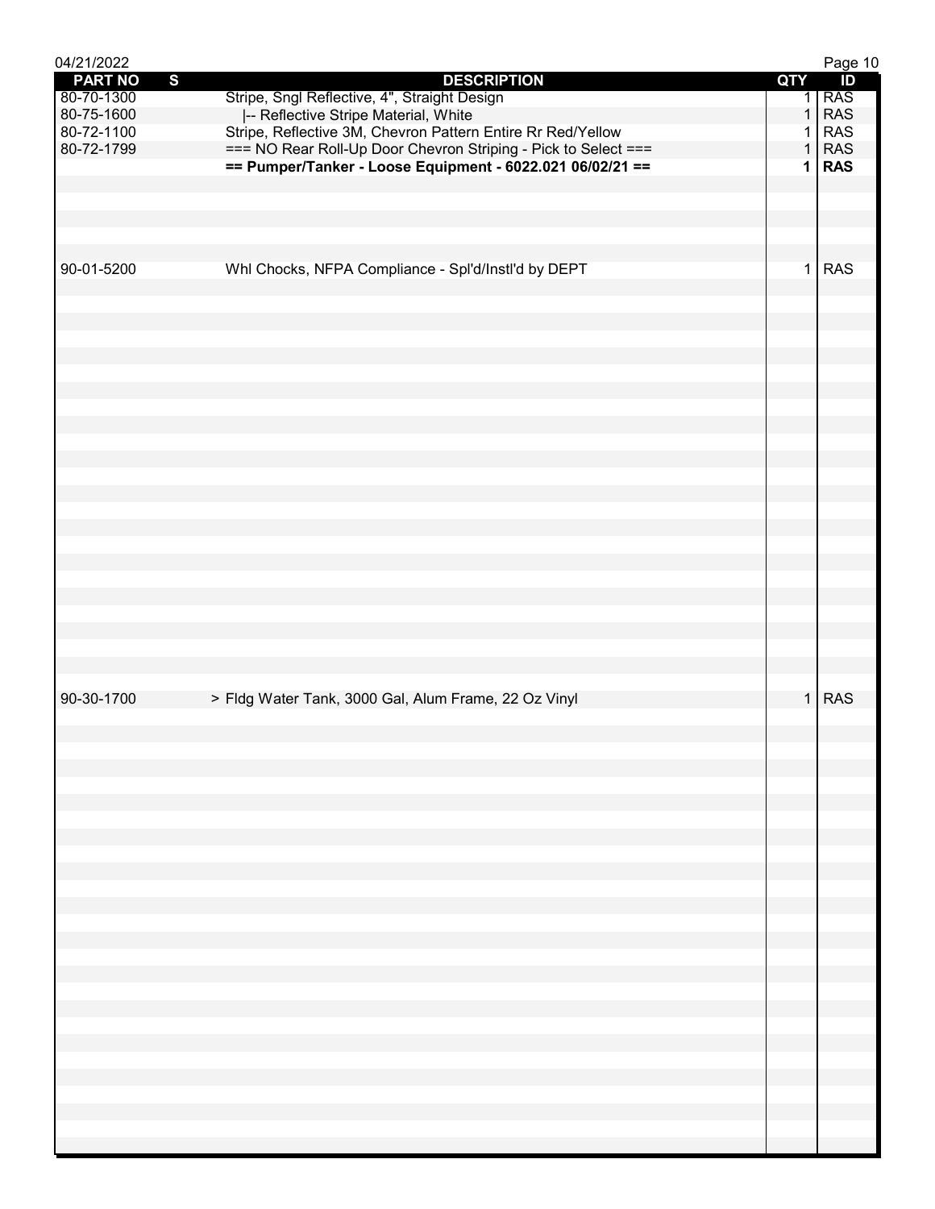| PART NO | S | DESCRIPTION | QTY | ID |
|---|---|---|---|---|
| 80-70-1300 | | Stripe, Sngl Reflective, 4", Straight Design | 1 | RAS |
| 80-75-1600 | | \|-- Reflective Stripe Material, White | 1 | RAS |
| 80-72-1100 | | Stripe, Reflective 3M, Chevron Pattern Entire Rr Red/Yellow | 1 | RAS |
| 80-72-1799 | | === NO Rear Roll-Up Door Chevron Striping - Pick to Select === | 1 | RAS |
| | | **== Pumper/Tanker - Loose Equipment - 6022.021 06/02/21 ==** | **1** | **RAS** |
| 90-01-5200 | | Whl Chocks, NFPA Compliance - Spl'd/Instl'd by DEPT | 1 | RAS |
| 90-30-1700 | | > Fldg Water Tank, 3000 Gal, Alum Frame, 22 Oz Vinyl | 1 | RAS |